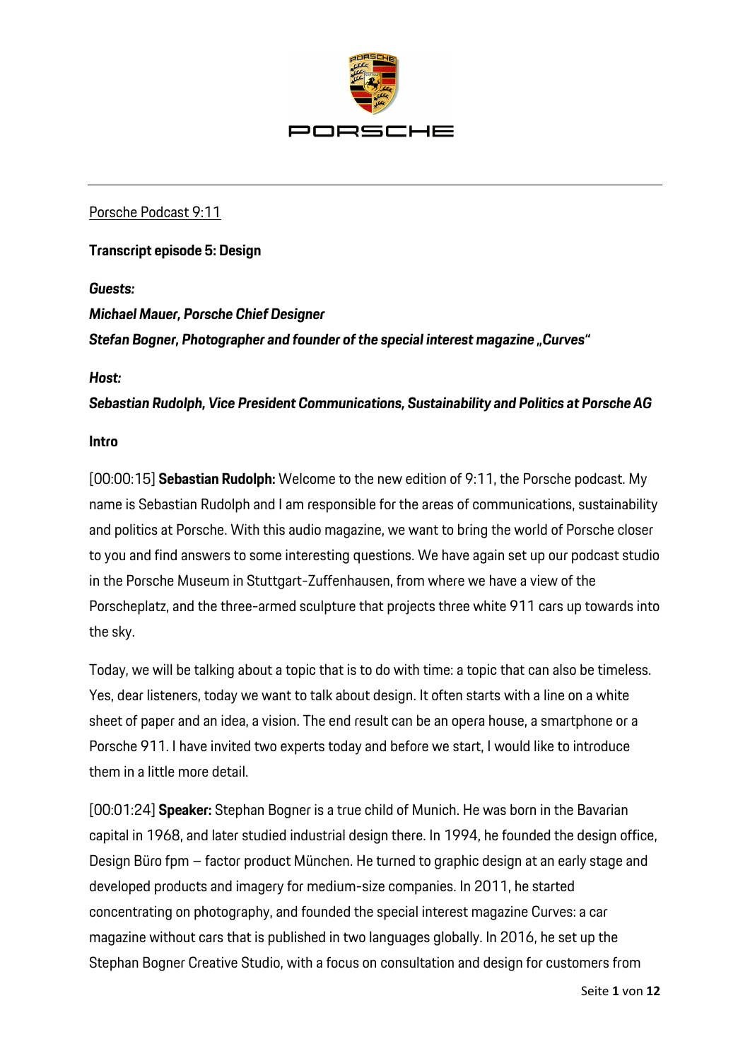Porsche Podcast 9:11

**Transcript episode 5: Design**

***Guests:***

***Michael Mauer, Porsche Chief Designer***

***Stefan Bogner, Photographer and founder of the special interest magazine „Curves“***

***Host:***

***Sebastian Rudolph, Vice President Communications, Sustainability and Politics at Porsche AG***

**Intro**

[00:00:15] **Sebastian Rudolph:** Welcome to the new edition of 9:11, the Porsche podcast. My name is Sebastian Rudolph and I am responsible for the areas of communications, sustainability and politics at Porsche. With this audio magazine, we want to bring the world of Porsche closer to you and find answers to some interesting questions. We have again set up our podcast studio in the Porsche Museum in Stuttgart-Zuffenhausen, from where we have a view of the Porscheplatz, and the three-armed sculpture that projects three white 911 cars up towards into the sky.

Today, we will be talking about a topic that is to do with time: a topic that can also be timeless. Yes, dear listeners, today we want to talk about design. It often starts with a line on a white sheet of paper and an idea, a vision. The end result can be an opera house, a smartphone or a Porsche 911. I have invited two experts today and before we start, I would like to introduce them in a little more detail.

[00:01:24] **Speaker:** Stephan Bogner is a true child of Munich. He was born in the Bavarian capital in 1968, and later studied industrial design there. In 1994, he founded the design office, Design Büro fpm – factor product München. He turned to graphic design at an early stage and developed products and imagery for medium-size companies. In 2011, he started concentrating on photography, and founded the special interest magazine Curves: a car magazine without cars that is published in two languages globally. In 2016, he set up the Stephan Bogner Creative Studio, with a focus on consultation and design for customers from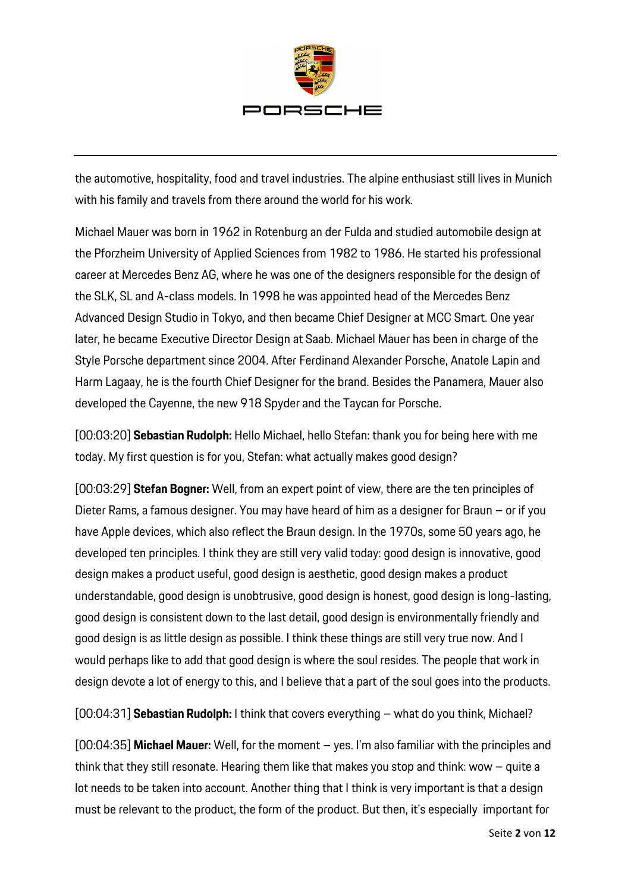the automotive, hospitality, food and travel industries. The alpine enthusiast still lives in Munich with his family and travels from there around the world for his work.

Michael Mauer was born in 1962 in Rotenburg an der Fulda and studied automobile design at the Pforzheim University of Applied Sciences from 1982 to 1986. He started his professional career at Mercedes Benz AG, where he was one of the designers responsible for the design of the SLK, SL and A-class models. In 1998 he was appointed head of the Mercedes Benz Advanced Design Studio in Tokyo, and then became Chief Designer at MCC Smart. One year later, he became Executive Director Design at Saab. Michael Mauer has been in charge of the Style Porsche department since 2004. After Ferdinand Alexander Porsche, Anatole Lapin and Harm Lagaay, he is the fourth Chief Designer for the brand. Besides the Panamera, Mauer also developed the Cayenne, the new 918 Spyder and the Taycan for Porsche.

[00:03:20] **Sebastian Rudolph:** Hello Michael, hello Stefan: thank you for being here with me today. My first question is for you, Stefan: what actually makes good design?

[00:03:29] **Stefan Bogner:** Well, from an expert point of view, there are the ten principles of Dieter Rams, a famous designer. You may have heard of him as a designer for Braun – or if you have Apple devices, which also reflect the Braun design. In the 1970s, some 50 years ago, he developed ten principles. I think they are still very valid today: good design is innovative, good design makes a product useful, good design is aesthetic, good design makes a product understandable, good design is unobtrusive, good design is honest, good design is long-lasting, good design is consistent down to the last detail, good design is environmentally friendly and good design is as little design as possible. I think these things are still very true now. And I would perhaps like to add that good design is where the soul resides. The people that work in design devote a lot of energy to this, and I believe that a part of the soul goes into the products.

[00:04:31] **Sebastian Rudolph:** I think that covers everything – what do you think, Michael?

[00:04:35] **Michael Mauer:** Well, for the moment – yes. I'm also familiar with the principles and think that they still resonate. Hearing them like that makes you stop and think: wow – quite a lot needs to be taken into account. Another thing that I think is very important is that a design must be relevant to the product, the form of the product. But then, it's especially important for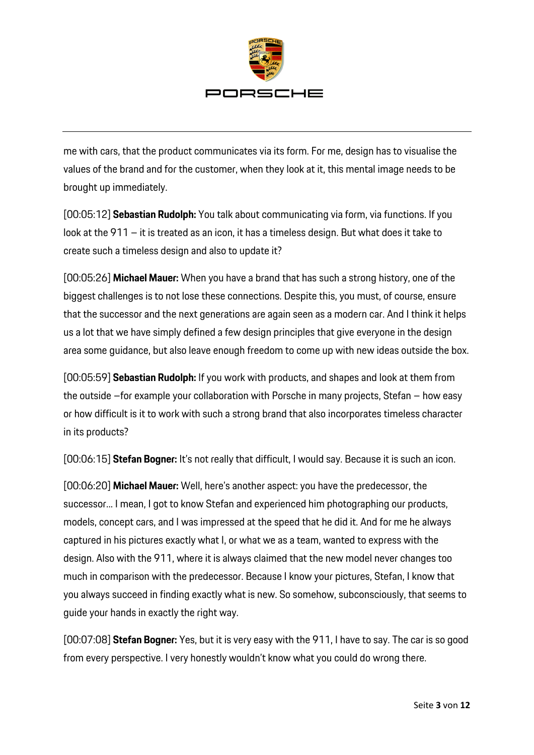me with cars, that the product communicates via its form. For me, design has to visualise the values of the brand and for the customer, when they look at it, this mental image needs to be brought up immediately.

[00:05:12] **Sebastian Rudolph:** You talk about communicating via form, via functions. If you look at the 911 – it is treated as an icon, it has a timeless design. But what does it take to create such a timeless design and also to update it?

[00:05:26] **Michael Mauer:** When you have a brand that has such a strong history, one of the biggest challenges is to not lose these connections. Despite this, you must, of course, ensure that the successor and the next generations are again seen as a modern car. And I think it helps us a lot that we have simply defined a few design principles that give everyone in the design area some guidance, but also leave enough freedom to come up with new ideas outside the box.

[00:05:59] **Sebastian Rudolph:** If you work with products, and shapes and look at them from the outside –for example your collaboration with Porsche in many projects, Stefan – how easy or how difficult is it to work with such a strong brand that also incorporates timeless character in its products?

[00:06:15] **Stefan Bogner:** It's not really that difficult, I would say. Because it is such an icon.

[00:06:20] **Michael Mauer:** Well, here's another aspect: you have the predecessor, the successor... I mean, I got to know Stefan and experienced him photographing our products, models, concept cars, and I was impressed at the speed that he did it. And for me he always captured in his pictures exactly what I, or what we as a team, wanted to express with the design. Also with the 911, where it is always claimed that the new model never changes too much in comparison with the predecessor. Because I know your pictures, Stefan, I know that you always succeed in finding exactly what is new. So somehow, subconsciously, that seems to guide your hands in exactly the right way.

[00:07:08] **Stefan Bogner:** Yes, but it is very easy with the 911, I have to say. The car is so good from every perspective. I very honestly wouldn't know what you could do wrong there.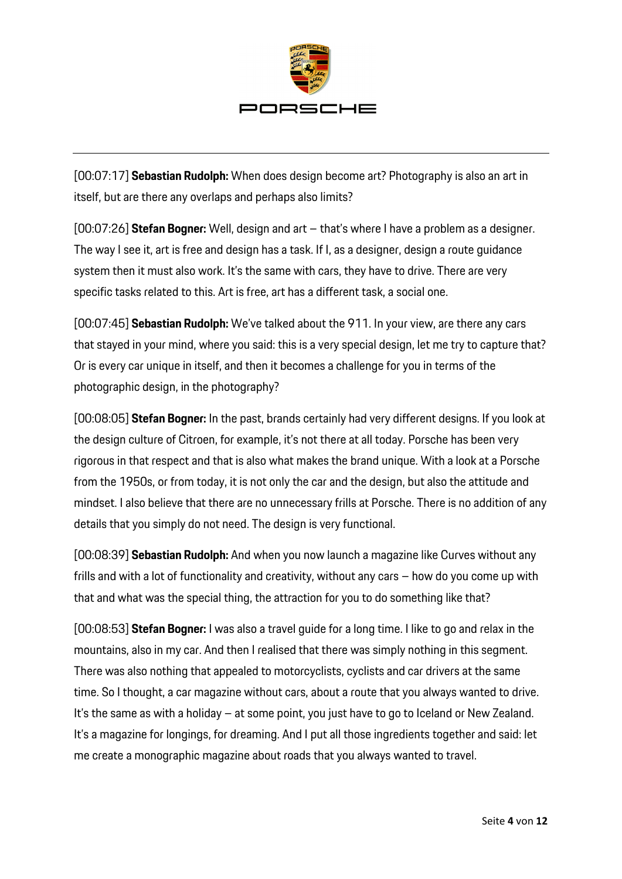[00:07:17] **Sebastian Rudolph:** When does design become art? Photography is also an art in itself, but are there any overlaps and perhaps also limits?

[00:07:26] **Stefan Bogner:** Well, design and art – that's where I have a problem as a designer. The way I see it, art is free and design has a task. If I, as a designer, design a route guidance system then it must also work. It's the same with cars, they have to drive. There are very specific tasks related to this. Art is free, art has a different task, a social one.

[00:07:45] **Sebastian Rudolph:** We've talked about the 911. In your view, are there any cars that stayed in your mind, where you said: this is a very special design, let me try to capture that? Or is every car unique in itself, and then it becomes a challenge for you in terms of the photographic design, in the photography?

[00:08:05] **Stefan Bogner:** In the past, brands certainly had very different designs. If you look at the design culture of Citroen, for example, it's not there at all today. Porsche has been very rigorous in that respect and that is also what makes the brand unique. With a look at a Porsche from the 1950s, or from today, it is not only the car and the design, but also the attitude and mindset. I also believe that there are no unnecessary frills at Porsche. There is no addition of any details that you simply do not need. The design is very functional.

[00:08:39] **Sebastian Rudolph:** And when you now launch a magazine like Curves without any frills and with a lot of functionality and creativity, without any cars – how do you come up with that and what was the special thing, the attraction for you to do something like that?

[00:08:53] **Stefan Bogner:** I was also a travel guide for a long time. I like to go and relax in the mountains, also in my car. And then I realised that there was simply nothing in this segment. There was also nothing that appealed to motorcyclists, cyclists and car drivers at the same time. So I thought, a car magazine without cars, about a route that you always wanted to drive. It's the same as with a holiday – at some point, you just have to go to Iceland or New Zealand. It's a magazine for longings, for dreaming. And I put all those ingredients together and said: let me create a monographic magazine about roads that you always wanted to travel.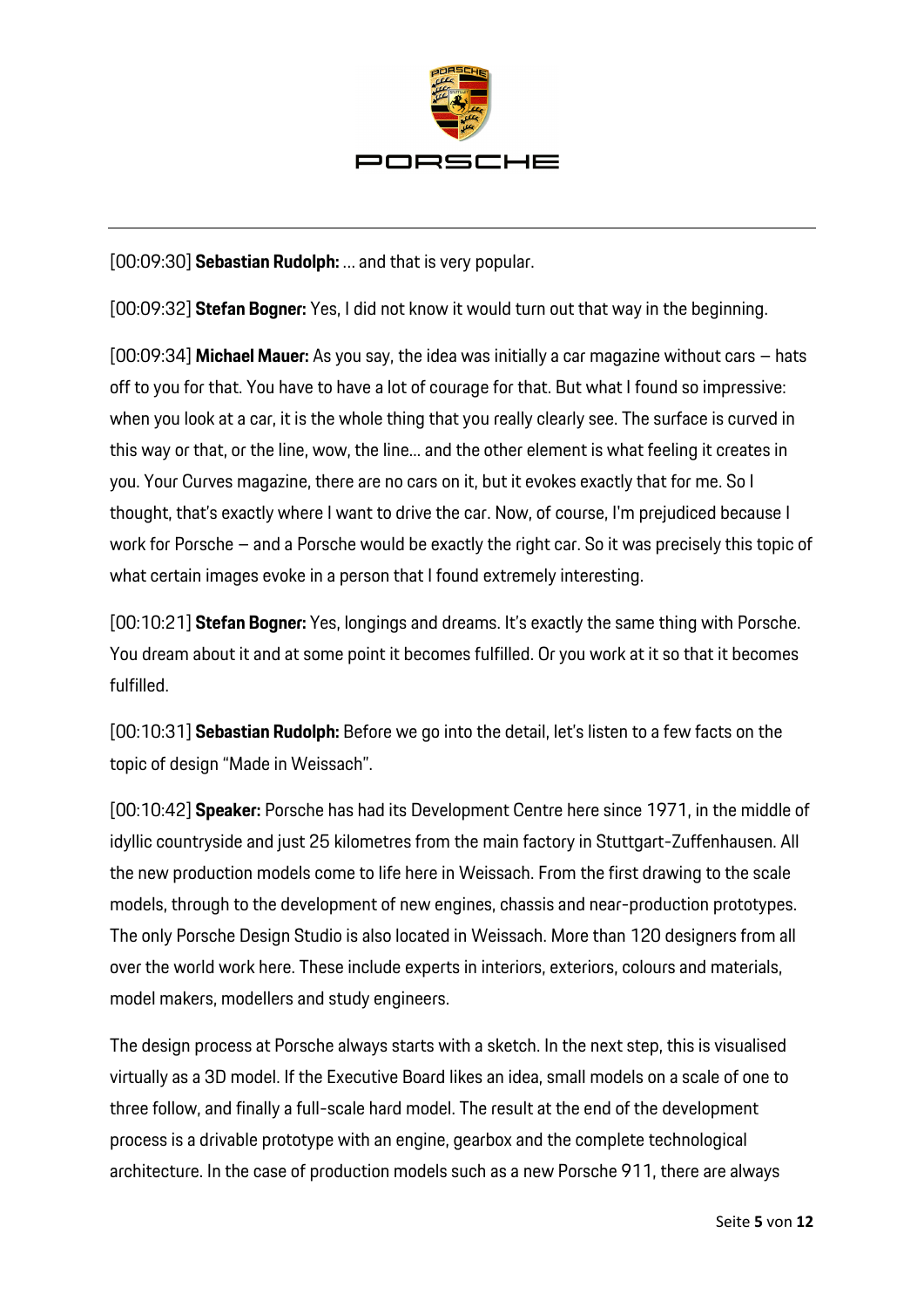[00:09:30] **Sebastian Rudolph:** … and that is very popular.

[00:09:32] **Stefan Bogner:** Yes, I did not know it would turn out that way in the beginning.

[00:09:34] **Michael Mauer:** As you say, the idea was initially a car magazine without cars – hats off to you for that. You have to have a lot of courage for that. But what I found so impressive: when you look at a car, it is the whole thing that you really clearly see. The surface is curved in this way or that, or the line, wow, the line… and the other element is what feeling it creates in you. Your Curves magazine, there are no cars on it, but it evokes exactly that for me. So I thought, that's exactly where I want to drive the car. Now, of course, I'm prejudiced because I work for Porsche – and a Porsche would be exactly the right car. So it was precisely this topic of what certain images evoke in a person that I found extremely interesting.

[00:10:21] **Stefan Bogner:** Yes, longings and dreams. It's exactly the same thing with Porsche. You dream about it and at some point it becomes fulfilled. Or you work at it so that it becomes fulfilled.

[00:10:31] **Sebastian Rudolph:** Before we go into the detail, let's listen to a few facts on the topic of design "Made in Weissach".

[00:10:42] **Speaker:** Porsche has had its Development Centre here since 1971, in the middle of idyllic countryside and just 25 kilometres from the main factory in Stuttgart-Zuffenhausen. All the new production models come to life here in Weissach. From the first drawing to the scale models, through to the development of new engines, chassis and near-production prototypes. The only Porsche Design Studio is also located in Weissach. More than 120 designers from all over the world work here. These include experts in interiors, exteriors, colours and materials, model makers, modellers and study engineers.

The design process at Porsche always starts with a sketch. In the next step, this is visualised virtually as a 3D model. If the Executive Board likes an idea, small models on a scale of one to three follow, and finally a full-scale hard model. The result at the end of the development process is a drivable prototype with an engine, gearbox and the complete technological architecture. In the case of production models such as a new Porsche 911, there are always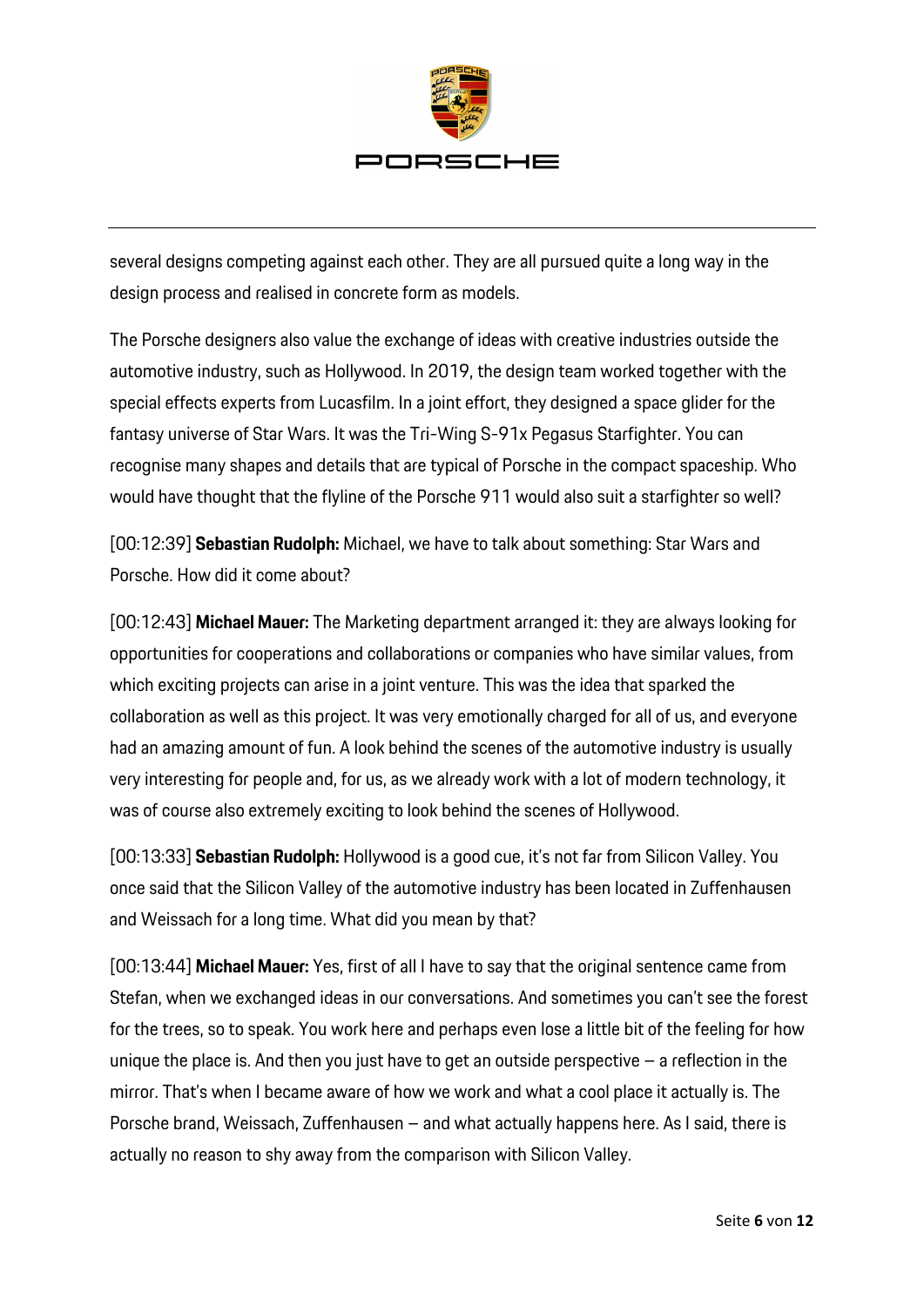several designs competing against each other. They are all pursued quite a long way in the design process and realised in concrete form as models.

The Porsche designers also value the exchange of ideas with creative industries outside the automotive industry, such as Hollywood. In 2019, the design team worked together with the special effects experts from Lucasfilm. In a joint effort, they designed a space glider for the fantasy universe of Star Wars. It was the Tri-Wing S-91x Pegasus Starfighter. You can recognise many shapes and details that are typical of Porsche in the compact spaceship. Who would have thought that the flyline of the Porsche 911 would also suit a starfighter so well?

[00:12:39] **Sebastian Rudolph:** Michael, we have to talk about something: Star Wars and Porsche. How did it come about?

[00:12:43] **Michael Mauer:** The Marketing department arranged it: they are always looking for opportunities for cooperations and collaborations or companies who have similar values, from which exciting projects can arise in a joint venture. This was the idea that sparked the collaboration as well as this project. It was very emotionally charged for all of us, and everyone had an amazing amount of fun. A look behind the scenes of the automotive industry is usually very interesting for people and, for us, as we already work with a lot of modern technology, it was of course also extremely exciting to look behind the scenes of Hollywood.

[00:13:33] **Sebastian Rudolph:** Hollywood is a good cue, it's not far from Silicon Valley. You once said that the Silicon Valley of the automotive industry has been located in Zuffenhausen and Weissach for a long time. What did you mean by that?

[00:13:44] **Michael Mauer:** Yes, first of all I have to say that the original sentence came from Stefan, when we exchanged ideas in our conversations. And sometimes you can't see the forest for the trees, so to speak. You work here and perhaps even lose a little bit of the feeling for how unique the place is. And then you just have to get an outside perspective – a reflection in the mirror. That's when I became aware of how we work and what a cool place it actually is. The Porsche brand, Weissach, Zuffenhausen – and what actually happens here. As I said, there is actually no reason to shy away from the comparison with Silicon Valley.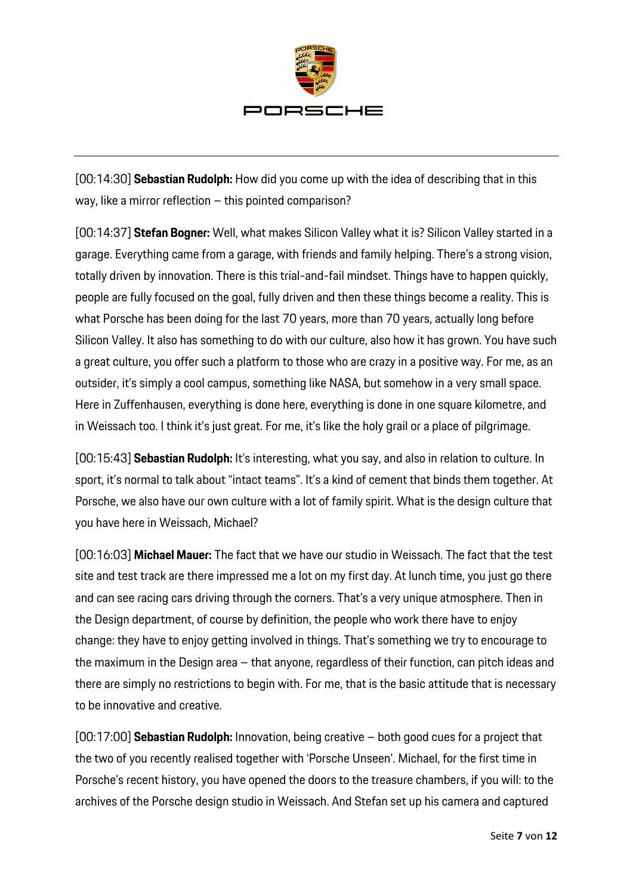[00:14:30] **Sebastian Rudolph:** How did you come up with the idea of describing that in this way, like a mirror reflection – this pointed comparison?

[00:14:37] **Stefan Bogner:** Well, what makes Silicon Valley what it is? Silicon Valley started in a garage. Everything came from a garage, with friends and family helping. There's a strong vision, totally driven by innovation. There is this trial-and-fail mindset. Things have to happen quickly, people are fully focused on the goal, fully driven and then these things become a reality. This is what Porsche has been doing for the last 70 years, more than 70 years, actually long before Silicon Valley. It also has something to do with our culture, also how it has grown. You have such a great culture, you offer such a platform to those who are crazy in a positive way. For me, as an outsider, it's simply a cool campus, something like NASA, but somehow in a very small space. Here in Zuffenhausen, everything is done here, everything is done in one square kilometre, and in Weissach too. I think it's just great. For me, it's like the holy grail or a place of pilgrimage.

[00:15:43] **Sebastian Rudolph:** It's interesting, what you say, and also in relation to culture. In sport, it's normal to talk about "intact teams". It's a kind of cement that binds them together. At Porsche, we also have our own culture with a lot of family spirit. What is the design culture that you have here in Weissach, Michael?

[00:16:03] **Michael Mauer:** The fact that we have our studio in Weissach. The fact that the test site and test track are there impressed me a lot on my first day. At lunch time, you just go there and can see racing cars driving through the corners. That's a very unique atmosphere. Then in the Design department, of course by definition, the people who work there have to enjoy change: they have to enjoy getting involved in things. That's something we try to encourage to the maximum in the Design area – that anyone, regardless of their function, can pitch ideas and there are simply no restrictions to begin with. For me, that is the basic attitude that is necessary to be innovative and creative.

[00:17:00] **Sebastian Rudolph:** Innovation, being creative – both good cues for a project that the two of you recently realised together with 'Porsche Unseen'. Michael, for the first time in Porsche's recent history, you have opened the doors to the treasure chambers, if you will: to the archives of the Porsche design studio in Weissach. And Stefan set up his camera and captured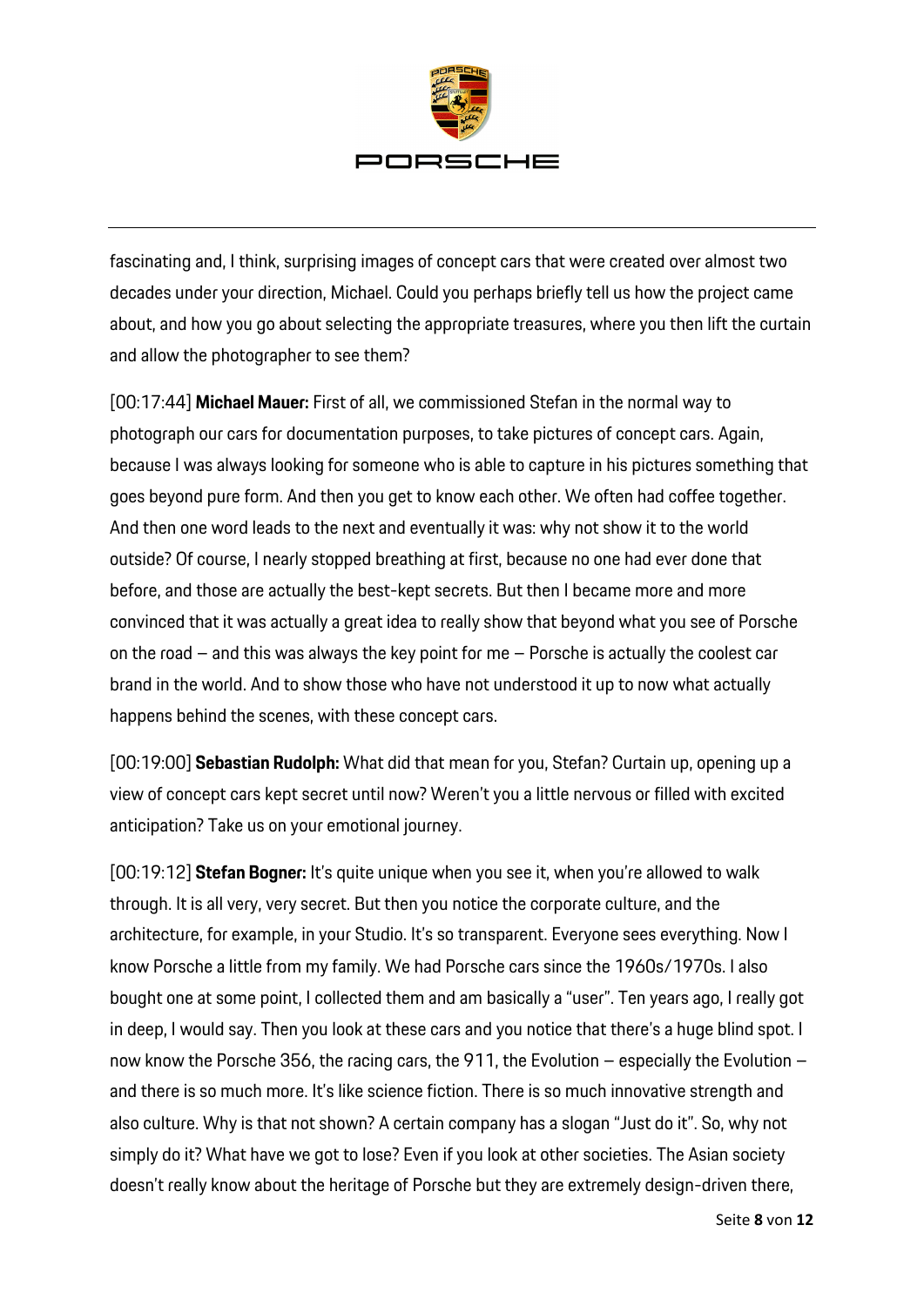fascinating and, I think, surprising images of concept cars that were created over almost two decades under your direction, Michael. Could you perhaps briefly tell us how the project came about, and how you go about selecting the appropriate treasures, where you then lift the curtain and allow the photographer to see them?

[00:17:44] **Michael Mauer:** First of all, we commissioned Stefan in the normal way to photograph our cars for documentation purposes, to take pictures of concept cars. Again, because I was always looking for someone who is able to capture in his pictures something that goes beyond pure form. And then you get to know each other. We often had coffee together. And then one word leads to the next and eventually it was: why not show it to the world outside? Of course, I nearly stopped breathing at first, because no one had ever done that before, and those are actually the best-kept secrets. But then I became more and more convinced that it was actually a great idea to really show that beyond what you see of Porsche on the road – and this was always the key point for me – Porsche is actually the coolest car brand in the world. And to show those who have not understood it up to now what actually happens behind the scenes, with these concept cars.

[00:19:00] **Sebastian Rudolph:** What did that mean for you, Stefan? Curtain up, opening up a view of concept cars kept secret until now? Weren't you a little nervous or filled with excited anticipation? Take us on your emotional journey.

[00:19:12] **Stefan Bogner:** It's quite unique when you see it, when you're allowed to walk through. It is all very, very secret. But then you notice the corporate culture, and the architecture, for example, in your Studio. It's so transparent. Everyone sees everything. Now I know Porsche a little from my family. We had Porsche cars since the 1960s/1970s. I also bought one at some point, I collected them and am basically a "user". Ten years ago, I really got in deep, I would say. Then you look at these cars and you notice that there's a huge blind spot. I now know the Porsche 356, the racing cars, the 911, the Evolution – especially the Evolution – and there is so much more. It's like science fiction. There is so much innovative strength and also culture. Why is that not shown? A certain company has a slogan "Just do it". So, why not simply do it? What have we got to lose? Even if you look at other societies. The Asian society doesn't really know about the heritage of Porsche but they are extremely design-driven there,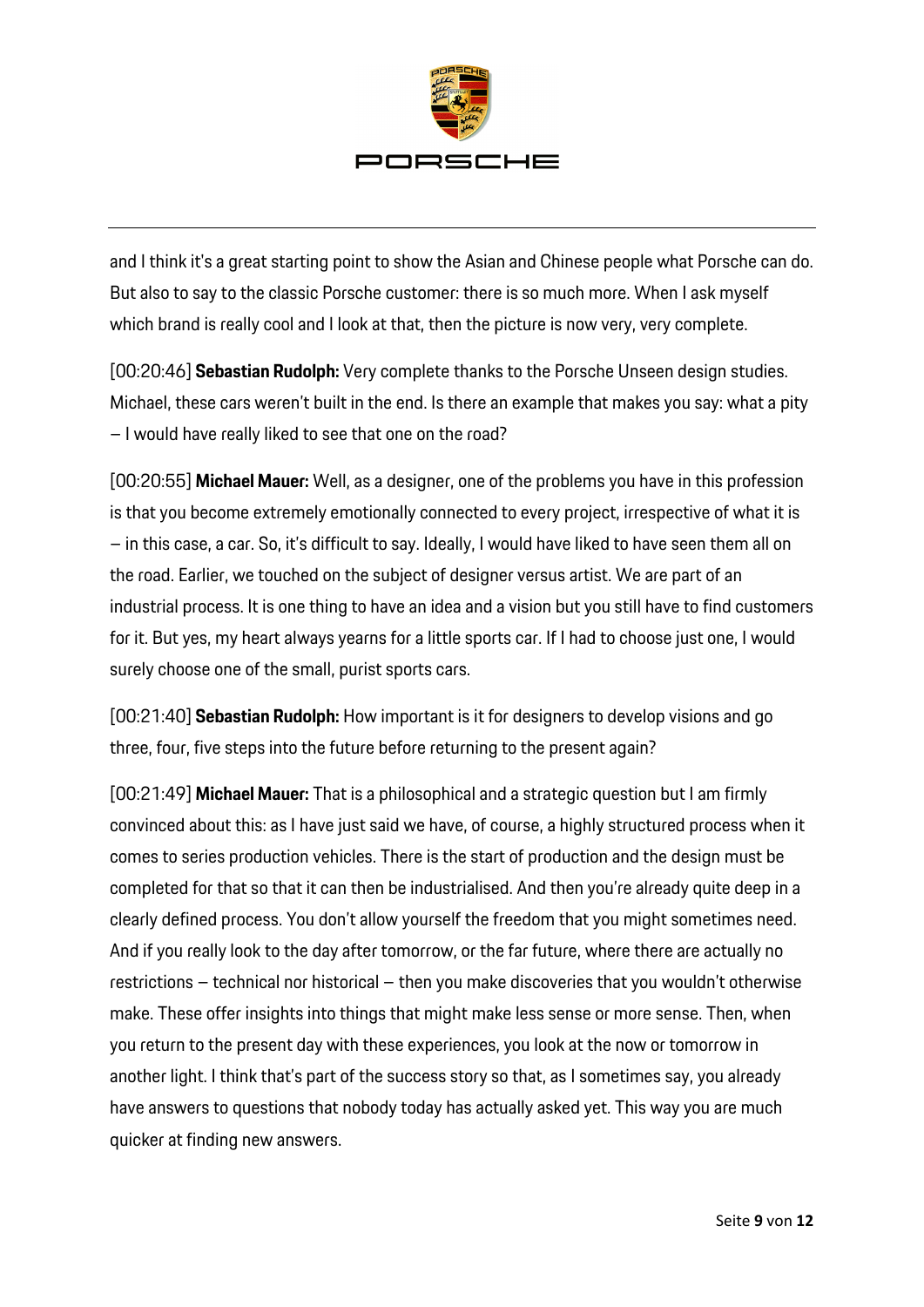and I think it's a great starting point to show the Asian and Chinese people what Porsche can do. But also to say to the classic Porsche customer: there is so much more. When I ask myself which brand is really cool and I look at that, then the picture is now very, very complete.

[00:20:46] **Sebastian Rudolph:** Very complete thanks to the Porsche Unseen design studies. Michael, these cars weren't built in the end. Is there an example that makes you say: what a pity – I would have really liked to see that one on the road?

[00:20:55] **Michael Mauer:** Well, as a designer, one of the problems you have in this profession is that you become extremely emotionally connected to every project, irrespective of what it is – in this case, a car. So, it's difficult to say. Ideally, I would have liked to have seen them all on the road. Earlier, we touched on the subject of designer versus artist. We are part of an industrial process. It is one thing to have an idea and a vision but you still have to find customers for it. But yes, my heart always yearns for a little sports car. If I had to choose just one, I would surely choose one of the small, purist sports cars.

[00:21:40] **Sebastian Rudolph:** How important is it for designers to develop visions and go three, four, five steps into the future before returning to the present again?

[00:21:49] **Michael Mauer:** That is a philosophical and a strategic question but I am firmly convinced about this: as I have just said we have, of course, a highly structured process when it comes to series production vehicles. There is the start of production and the design must be completed for that so that it can then be industrialised. And then you're already quite deep in a clearly defined process. You don't allow yourself the freedom that you might sometimes need. And if you really look to the day after tomorrow, or the far future, where there are actually no restrictions – technical nor historical – then you make discoveries that you wouldn't otherwise make. These offer insights into things that might make less sense or more sense. Then, when you return to the present day with these experiences, you look at the now or tomorrow in another light. I think that's part of the success story so that, as I sometimes say, you already have answers to questions that nobody today has actually asked yet. This way you are much quicker at finding new answers.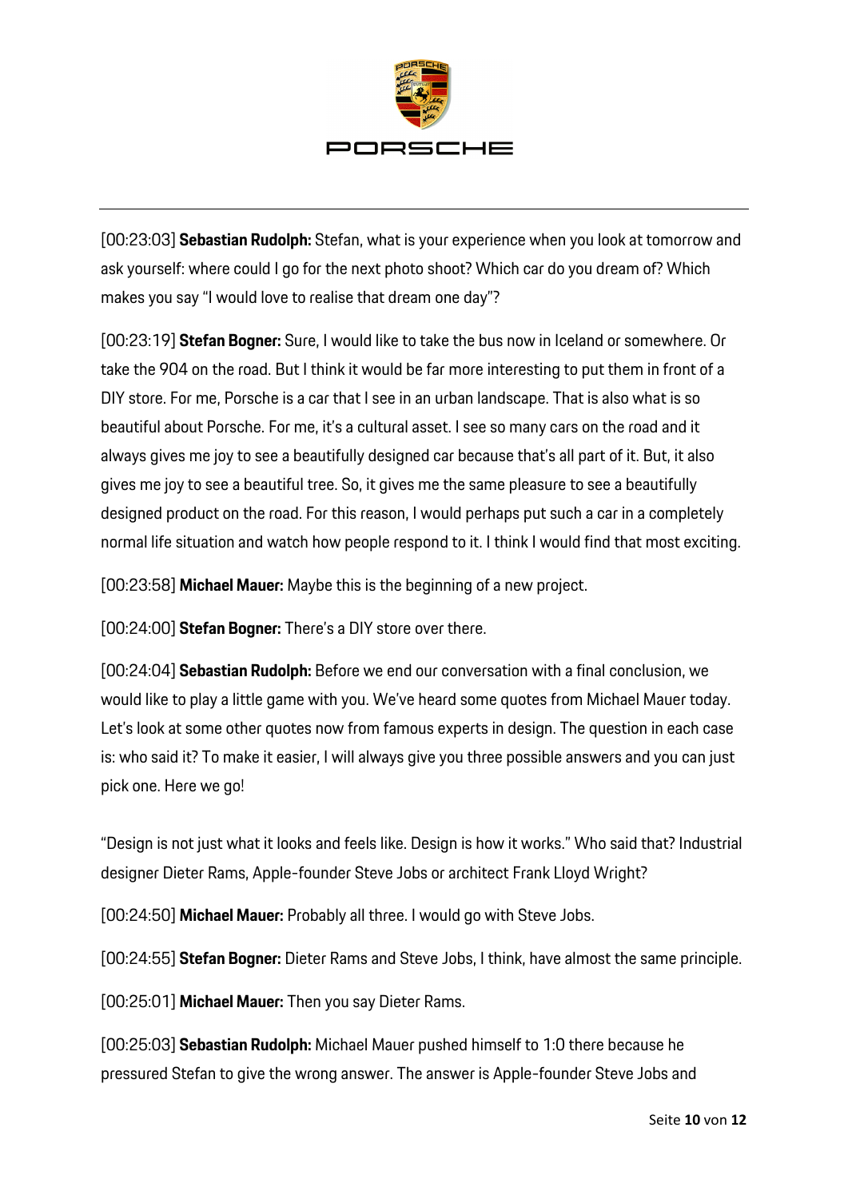[00:23:03] **Sebastian Rudolph:** Stefan, what is your experience when you look at tomorrow and ask yourself: where could I go for the next photo shoot? Which car do you dream of? Which makes you say "I would love to realise that dream one day"?

[00:23:19] **Stefan Bogner:** Sure, I would like to take the bus now in Iceland or somewhere. Or take the 904 on the road. But I think it would be far more interesting to put them in front of a DIY store. For me, Porsche is a car that I see in an urban landscape. That is also what is so beautiful about Porsche. For me, it's a cultural asset. I see so many cars on the road and it always gives me joy to see a beautifully designed car because that's all part of it. But, it also gives me joy to see a beautiful tree. So, it gives me the same pleasure to see a beautifully designed product on the road. For this reason, I would perhaps put such a car in a completely normal life situation and watch how people respond to it. I think I would find that most exciting.

[00:23:58] **Michael Mauer:** Maybe this is the beginning of a new project.

[00:24:00] **Stefan Bogner:** There's a DIY store over there.

[00:24:04] **Sebastian Rudolph:** Before we end our conversation with a final conclusion, we would like to play a little game with you. We've heard some quotes from Michael Mauer today. Let's look at some other quotes now from famous experts in design. The question in each case is: who said it? To make it easier, I will always give you three possible answers and you can just pick one. Here we go!

"Design is not just what it looks and feels like. Design is how it works." Who said that? Industrial designer Dieter Rams, Apple-founder Steve Jobs or architect Frank Lloyd Wright?

[00:24:50] **Michael Mauer:** Probably all three. I would go with Steve Jobs.

[00:24:55] **Stefan Bogner:** Dieter Rams and Steve Jobs, I think, have almost the same principle.

[00:25:01] **Michael Mauer:** Then you say Dieter Rams.

[00:25:03] **Sebastian Rudolph:** Michael Mauer pushed himself to 1:0 there because he pressured Stefan to give the wrong answer. The answer is Apple-founder Steve Jobs and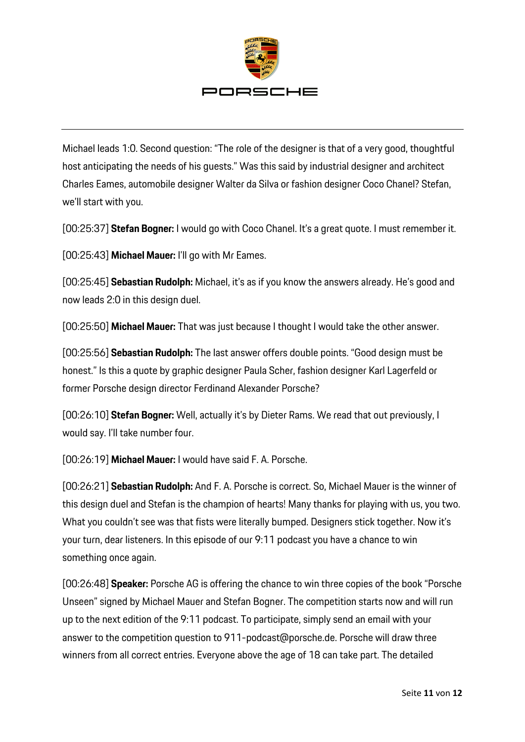Michael leads 1:0. Second question: "The role of the designer is that of a very good, thoughtful host anticipating the needs of his guests." Was this said by industrial designer and architect Charles Eames, automobile designer Walter da Silva or fashion designer Coco Chanel? Stefan, we'll start with you.

[00:25:37] **Stefan Bogner:** I would go with Coco Chanel. It's a great quote. I must remember it.

[00:25:43] **Michael Mauer:** I'll go with Mr Eames.

[00:25:45] **Sebastian Rudolph:** Michael, it's as if you know the answers already. He's good and now leads 2:0 in this design duel.

[00:25:50] **Michael Mauer:** That was just because I thought I would take the other answer.

[00:25:56] **Sebastian Rudolph:** The last answer offers double points. "Good design must be honest." Is this a quote by graphic designer Paula Scher, fashion designer Karl Lagerfeld or former Porsche design director Ferdinand Alexander Porsche?

[00:26:10] **Stefan Bogner:** Well, actually it's by Dieter Rams. We read that out previously, I would say. I'll take number four.

[00:26:19] **Michael Mauer:** I would have said F. A. Porsche.

[00:26:21] **Sebastian Rudolph:** And F. A. Porsche is correct. So, Michael Mauer is the winner of this design duel and Stefan is the champion of hearts! Many thanks for playing with us, you two. What you couldn't see was that fists were literally bumped. Designers stick together. Now it's your turn, dear listeners. In this episode of our 9:11 podcast you have a chance to win something once again.

[00:26:48] **Speaker:** Porsche AG is offering the chance to win three copies of the book "Porsche Unseen" signed by Michael Mauer and Stefan Bogner. The competition starts now and will run up to the next edition of the 9:11 podcast. To participate, simply send an email with your answer to the competition question to 911-podcast@porsche.de. Porsche will draw three winners from all correct entries. Everyone above the age of 18 can take part. The detailed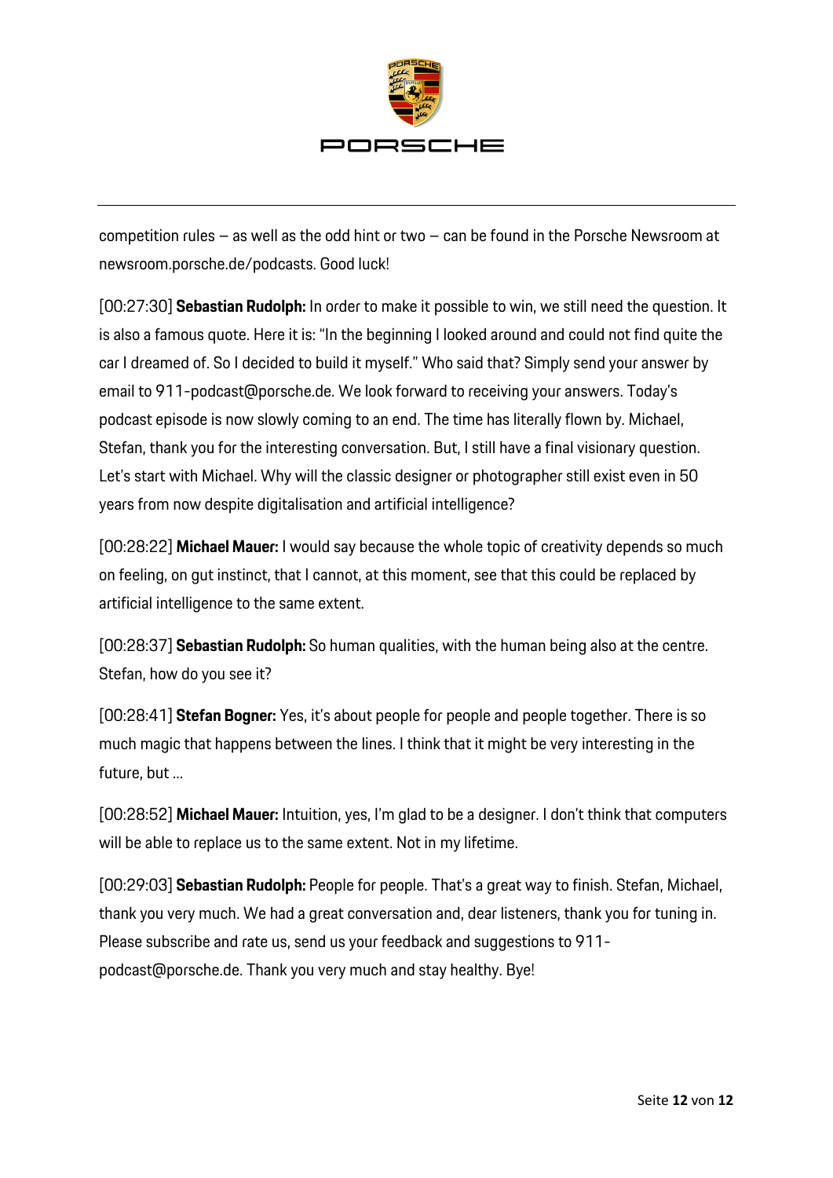competition rules – as well as the odd hint or two – can be found in the Porsche Newsroom at newsroom.porsche.de/podcasts. Good luck!

[00:27:30] **Sebastian Rudolph:** In order to make it possible to win, we still need the question. It is also a famous quote. Here it is: "In the beginning I looked around and could not find quite the car I dreamed of. So I decided to build it myself." Who said that? Simply send your answer by email to 911-podcast@porsche.de. We look forward to receiving your answers. Today's podcast episode is now slowly coming to an end. The time has literally flown by. Michael, Stefan, thank you for the interesting conversation. But, I still have a final visionary question. Let's start with Michael. Why will the classic designer or photographer still exist even in 50 years from now despite digitalisation and artificial intelligence?

[00:28:22] **Michael Mauer:** I would say because the whole topic of creativity depends so much on feeling, on gut instinct, that I cannot, at this moment, see that this could be replaced by artificial intelligence to the same extent.

[00:28:37] **Sebastian Rudolph:** So human qualities, with the human being also at the centre. Stefan, how do you see it?

[00:28:41] **Stefan Bogner:** Yes, it's about people for people and people together. There is so much magic that happens between the lines. I think that it might be very interesting in the future, but …

[00:28:52] **Michael Mauer:** Intuition, yes, I'm glad to be a designer. I don't think that computers will be able to replace us to the same extent. Not in my lifetime.

[00:29:03] **Sebastian Rudolph:** People for people. That's a great way to finish. Stefan, Michael, thank you very much. We had a great conversation and, dear listeners, thank you for tuning in. Please subscribe and rate us, send us your feedback and suggestions to 911-podcast@porsche.de. Thank you very much and stay healthy. Bye!